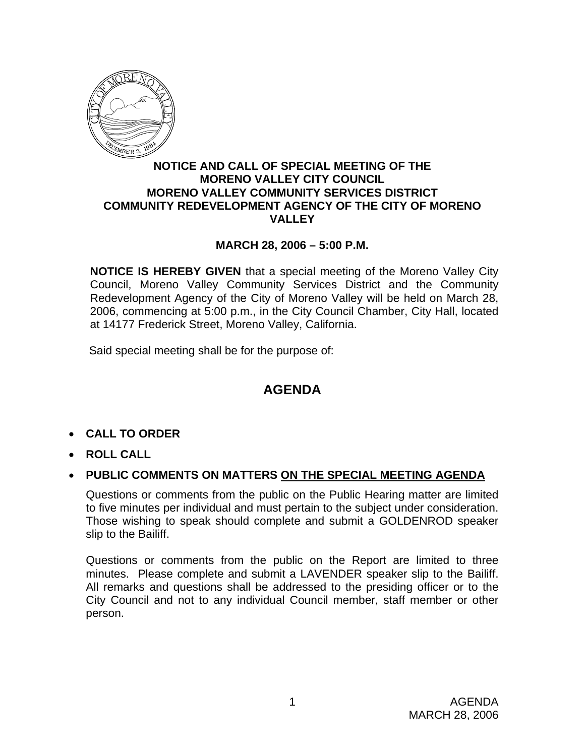# NOTICE AND CALL OF SPECIAL MEETING OF THE MORENO VALLEY CITY COUNCIL MORENO VALLEY COMMUNITY SERVICES DISTRICT COMMUNITY REDEVELOPMENT AGENCY OF THE CITY OF MORENO VALLEY

**MARCH 28, 2006 – 5:00 P.M.**

**NOTICE IS HEREBY GIVEN** that a special meeting of the Moreno Valley City Council, Moreno Valley Community Services District and the Community Redevelopment Agency of the City of Moreno Valley will be held on March 28, 2006, commencing at 5:00 p.m., in the City Council Chamber, City Hall, located at 14177 Frederick Street, Moreno Valley, California.

Said special meeting shall be for the purpose of:

## AGENDA

- **CALL TO ORDER**
- **ROLL CALL**
- **PUBLIC COMMENTS ON MATTERS ON THE SPECIAL MEETING AGENDA**

  Questions or comments from the public on the Public Hearing matter are limited to five minutes per individual and must pertain to the subject under consideration. Those wishing to speak should complete and submit a GOLDENROD speaker slip to the Bailiff.

  Questions or comments from the public on the Report are limited to three minutes. Please complete and submit a LAVENDER speaker slip to the Bailiff. All remarks and questions shall be addressed to the presiding officer or to the City Council and not to any individual Council member, staff member or other person.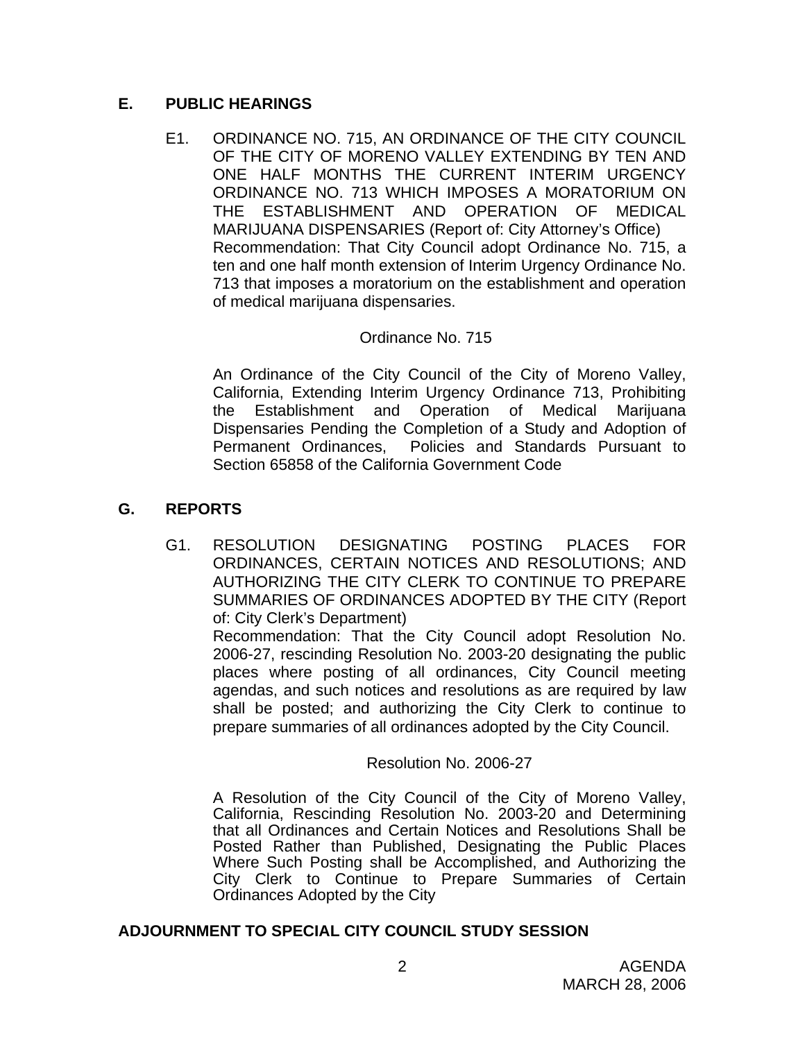## E. PUBLIC HEARINGS

E1. ORDINANCE NO. 715, AN ORDINANCE OF THE CITY COUNCIL OF THE CITY OF MORENO VALLEY EXTENDING BY TEN AND ONE HALF MONTHS THE CURRENT INTERIM URGENCY ORDINANCE NO. 713 WHICH IMPOSES A MORATORIUM ON THE ESTABLISHMENT AND OPERATION OF MEDICAL MARIJUANA DISPENSARIES (Report of: City Attorney's Office)
Recommendation: That City Council adopt Ordinance No. 715, a ten and one half month extension of Interim Urgency Ordinance No. 713 that imposes a moratorium on the establishment and operation of medical marijuana dispensaries.

Ordinance No. 715

An Ordinance of the City Council of the City of Moreno Valley, California, Extending Interim Urgency Ordinance 713, Prohibiting the Establishment and Operation of Medical Marijuana Dispensaries Pending the Completion of a Study and Adoption of Permanent Ordinances, Policies and Standards Pursuant to Section 65858 of the California Government Code

## G. REPORTS

G1. RESOLUTION DESIGNATING POSTING PLACES FOR ORDINANCES, CERTAIN NOTICES AND RESOLUTIONS; AND AUTHORIZING THE CITY CLERK TO CONTINUE TO PREPARE SUMMARIES OF ORDINANCES ADOPTED BY THE CITY (Report of: City Clerk's Department)
Recommendation: That the City Council adopt Resolution No. 2006-27, rescinding Resolution No. 2003-20 designating the public places where posting of all ordinances, City Council meeting agendas, and such notices and resolutions as are required by law shall be posted; and authorizing the City Clerk to continue to prepare summaries of all ordinances adopted by the City Council.

Resolution No. 2006-27

A Resolution of the City Council of the City of Moreno Valley, California, Rescinding Resolution No. 2003-20 and Determining that all Ordinances and Certain Notices and Resolutions Shall be Posted Rather than Published, Designating the Public Places Where Such Posting shall be Accomplished, and Authorizing the City Clerk to Continue to Prepare Summaries of Certain Ordinances Adopted by the City

**ADJOURNMENT TO SPECIAL CITY COUNCIL STUDY SESSION**